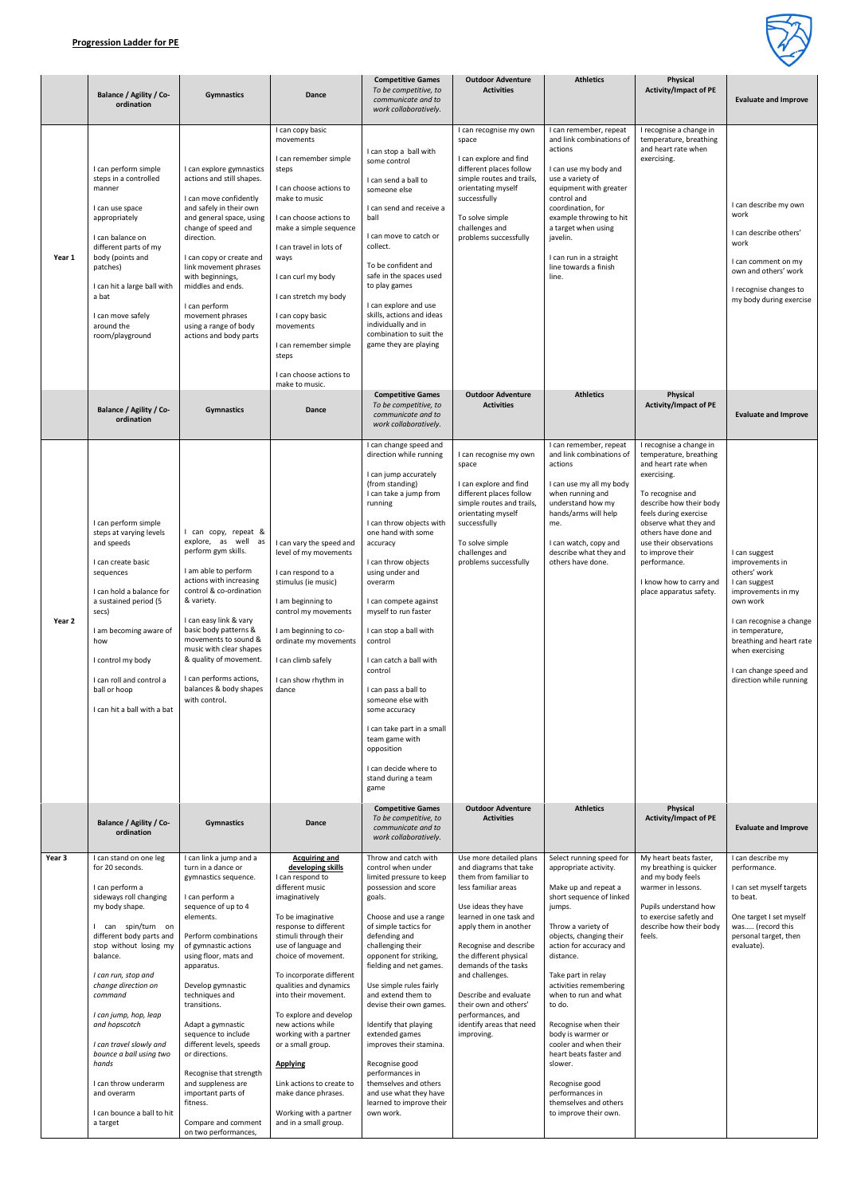**Progression Ladder for PE**

| | Balance / Agility / Co-ordination | Gymnastics | Dance | Competitive Games *To be competitive, to communicate and to work collaboratively.* | Outdoor Adventure Activities | Athletics | Physical Activity/Impact of PE | Evaluate and Improve |
|---|---|---|---|---|---|---|---|---|
| **Year 1** | I can perform simple steps in a controlled manner<br><br>I can use space appropriately<br><br>I can balance on different parts of my body (points and patches)<br><br>I can hit a large ball with a bat<br><br>I can move safely around the room/playground | I can explore gymnastics actions and still shapes.<br><br>I can move confidently and safely in their own and general space, using change of speed and direction.<br><br>I can copy or create and link movement phrases with beginnings, middles and ends.<br><br>I can perform movement phrases using a range of body actions and body parts | I can copy basic movements<br><br>I can remember simple steps<br><br>I can choose actions to make to music<br><br>I can choose actions to make a simple sequence<br><br>I can travel in lots of ways<br><br>I can curl my body<br><br>I can stretch my body<br><br>I can copy basic movements<br><br>I can remember simple steps<br><br>I can choose actions to make to music. | I can stop a ball with some control<br><br>I can send a ball to someone else<br><br>I can send and receive a ball<br><br>I can move to catch or collect.<br><br>To be confident and safe in the spaces used to play games<br><br>I can explore and use skills, actions and ideas individually and in combination to suit the game they are playing | I can recognise my own space<br><br>I can explore and find different places follow simple routes and trails, orientating myself successfully<br><br>To solve simple challenges and problems successfully | I can remember, repeat and link combinations of actions<br><br>I can use my body and use a variety of equipment with greater control and coordination, for example throwing to hit a target when using javelin.<br><br>I can run in a straight line towards a finish line. | I recognise a change in temperature, breathing and heart rate when exercising. | I can describe my own work<br><br>I can describe others' work<br><br>I can comment on my own and others' work<br><br>I recognise changes to my body during exercise |
| | **Balance / Agility / Co-ordination** | **Gymnastics** | **Dance** | **Competitive Games** *To be competitive, to communicate and to work collaboratively.* | **Outdoor Adventure Activities** | **Athletics** | **Physical Activity/Impact of PE** | **Evaluate and Improve** |
| **Year 2** | I can perform simple steps at varying levels and speeds<br><br>I can create basic sequences<br><br>I can hold a balance for a sustained period (5 secs)<br><br>I am becoming aware of how<br><br>I control my body<br><br>I can roll and control a ball or hoop<br><br>I can hit a ball with a bat | I can copy, repeat & explore, as well as perform gym skills.<br><br>I am able to perform actions with increasing control & co-ordination & variety.<br><br>I can easy link & vary basic body patterns & movements to sound & music with clear shapes & quality of movement.<br><br>I can performs actions, balances & body shapes with control. | I can vary the speed and level of my movements<br><br>I can respond to a stimulus (ie music)<br><br>I am beginning to control my movements<br><br>I am beginning to co-ordinate my movements<br><br>I can climb safely<br><br>I can show rhythm in dance | I can change speed and direction while running<br><br>I can jump accurately (from standing)<br>I can take a jump from running<br><br>I can throw objects with one hand with some accuracy<br><br>I can throw objects using under and overarm<br><br>I can compete against myself to run faster<br><br>I can stop a ball with control<br><br>I can catch a ball with control<br><br>I can pass a ball to someone else with some accuracy<br><br>I can take part in a small team game with opposition<br><br>I can decide where to stand during a team game | I can recognise my own space<br><br>I can explore and find different places follow simple routes and trails, orientating myself successfully<br><br>To solve simple challenges and problems successfully | I can remember, repeat and link combinations of actions<br><br>I can use my all my body when running and understand how my hands/arms will help me.<br><br>I can watch, copy and describe what they and others have done. | I recognise a change in temperature, breathing and heart rate when exercising.<br><br>To recognise and describe how their body feels during exercise observe what they and others have done and use their observations to improve their performance.<br><br>I know how to carry and place apparatus safety. | I can suggest improvements in others' work<br>I can suggest improvements in my own work<br><br>I can recognise a change in temperature, breathing and heart rate when exercising<br><br>I can change speed and direction while running |
| | **Balance / Agility / Co-ordination** | **Gymnastics** | **Dance** | **Competitive Games** *To be competitive, to communicate and to work collaboratively.* | **Outdoor Adventure Activities** | **Athletics** | **Physical Activity/Impact of PE** | **Evaluate and Improve** |
| **Year 3** | I can stand on one leg for 20 seconds.<br><br>I can perform a sideways roll changing my body shape.<br><br>I can spin/turn on different body parts and stop without losing my balance.<br><br>*I can run, stop and change direction on command*<br><br>*I can jump, hop, leap and hopscotch*<br><br>*I can travel slowly and bounce a ball using two hands*<br><br>I can throw underarm and overarm<br><br>I can bounce a ball to hit a target | I can link a jump and a turn in a dance or gymnastics sequence.<br><br>I can perform a sequence of up to 4 elements.<br><br>Perform combinations of gymnastic actions using floor, mats and apparatus.<br><br>Develop gymnastic techniques and transitions.<br><br>Adapt a gymnastic sequence to include different levels, speeds or directions.<br><br>Recognise that strength and suppleness are important parts of fitness.<br><br>Compare and comment on two performances, | **Acquiring and developing skills**<br>I can respond to different music imaginatively<br><br>To be imaginative response to different stimuli through their use of language and choice of movement.<br><br>To incorporate different qualities and dynamics into their movement.<br><br>To explore and develop new actions while working with a partner or a small group.<br><br>**Applying**<br><br>Link actions to create to make dance phrases.<br><br>Working with a partner and in a small group. | Throw and catch with control when under limited pressure to keep possession and score goals.<br><br>Choose and use a range of simple tactics for defending and challenging their opponent for striking, fielding and net games.<br><br>Use simple rules fairly and extend them to devise their own games.<br><br>Identify that playing extended games improves their stamina.<br><br>Recognise good performances in themselves and others and use what they have learned to improve their own work. | Use more detailed plans and diagrams that take them from familiar to less familiar areas<br><br>Use ideas they have learned in one task and apply them in another<br><br>Recognise and describe the different physical demands of the tasks and challenges.<br><br>Describe and evaluate their own and others' performances, and identify areas that need improving. | Select running speed for appropriate activity.<br><br>Make up and repeat a short sequence of linked jumps.<br><br>Throw a variety of objects, changing their action for accuracy and distance.<br><br>Take part in relay activities remembering when to run and what to do.<br><br>Recognise when their body is warmer or cooler and when their heart beats faster and slower.<br><br>Recognise good performances in themselves and others to improve their own. | My heart beats faster, my breathing is quicker and my body feels warmer in lessons.<br><br>Pupils understand how to exercise safely and describe how their body feels. | I can describe my performance.<br><br>I can set myself targets to beat.<br><br>One target I set myself was….. (record this personal target, then evaluate). |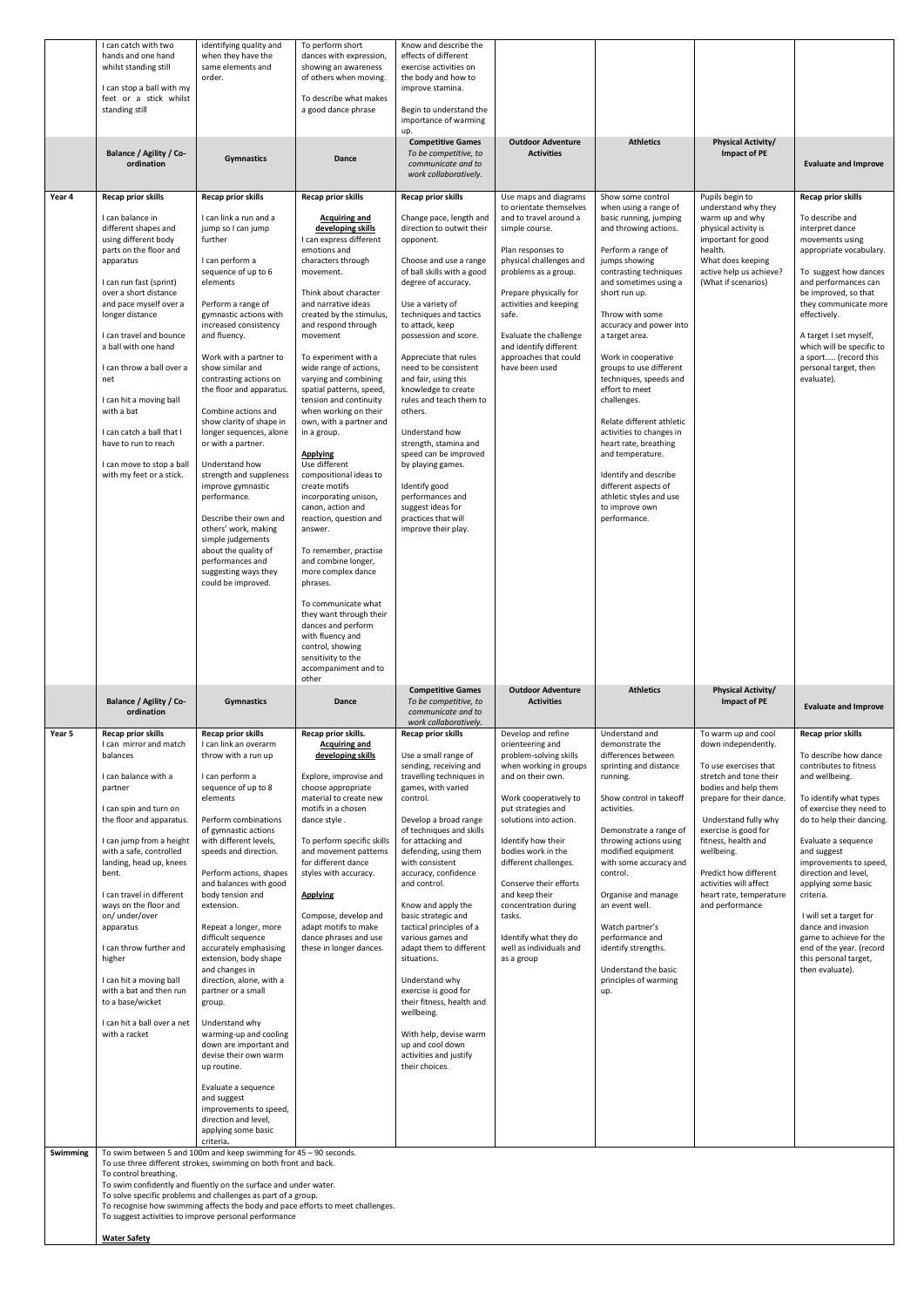| | Balance / Agility / Co-ordination | Gymnastics | Dance | Competitive Games *To be competitive, to communicate and to work collaboratively.* | Outdoor Adventure Activities | Athletics | Physical Activity/ Impact of PE | Evaluate and Improve |
|---|---|---|---|---|---|---|---|---|
| | I can catch with two hands and one hand whilst standing still<br><br>I can stop a ball with my feet or a stick whilst standing still | identifying quality and when they have the same elements and order. | To perform short dances with expression, showing an awareness of others when moving.<br><br>To describe what makes a good dance phrase | Know and describe the effects of different exercise activities on the body and how to improve stamina.<br><br>Begin to understand the importance of warming up. | | | | |
| **Year 4** | **Recap prior skills**<br><br>I can balance in different shapes and using different body parts on the floor and apparatus<br><br>I can run fast (sprint) over a short distance and pace myself over a longer distance<br><br>I can travel and bounce a ball with one hand<br><br>I can throw a ball over a net<br><br>I can hit a moving ball with a bat<br><br>I can catch a ball that I have to run to reach<br><br>I can move to stop a ball with my feet or a stick. | **Recap prior skills**<br><br>I can link a run and a jump so I can jump further<br><br>I can perform a sequence of up to 6 elements<br><br>Perform a range of gymnastic actions with increased consistency and fluency.<br><br>Work with a partner to show similar and contrasting actions on the floor and apparatus.<br><br>Combine actions and show clarity of shape in longer sequences, alone or with a partner.<br><br>Understand how strength and suppleness improve gymnastic performance.<br><br>Describe their own and others' work, making simple judgements about the quality of performances and suggesting ways they could be improved. | **Recap prior skills**<br><br>**Acquiring and developing skills**<br>I can express different emotions and characters through movement.<br><br>Think about character and narrative ideas created by the stimulus, and respond through movement<br><br>To experiment with a wide range of actions, varying and combining spatial patterns, speed, tension and continuity when working on their own, with a partner and in a group.<br><br>**Applying**<br>Use different compositional ideas to create motifs incorporating unison, canon, action and reaction, question and answer.<br><br>To remember, practise and combine longer, more complex dance phrases.<br><br>To communicate what they want through their dances and perform with fluency and control, showing sensitivity to the accompaniment and to other | **Recap prior skills**<br><br>Change pace, length and direction to outwit their opponent.<br><br>Choose and use a range of ball skills with a good degree of accuracy.<br><br>Use a variety of techniques and tactics to attack, keep possession and score.<br><br>Appreciate that rules need to be consistent and fair, using this knowledge to create rules and teach them to others.<br><br>Understand how strength, stamina and speed can be improved by playing games.<br><br>Identify good performances and suggest ideas for practices that will improve their play. | Use maps and diagrams to orientate themselves and to travel around a simple course.<br><br>Plan responses to physical challenges and problems as a group.<br><br>Prepare physically for activities and keeping safe.<br><br>Evaluate the challenge and identify different approaches that could have been used | Show some control when using a range of basic running, jumping and throwing actions.<br><br>Perform a range of jumps showing contrasting techniques and sometimes using a short run up.<br><br>Throw with some accuracy and power into a target area.<br><br>Work in cooperative groups to use different techniques, speeds and effort to meet challenges.<br><br>Relate different athletic activities to changes in heart rate, breathing and temperature.<br><br>Identify and describe different aspects of athletic styles and use to improve own performance. | Pupils begin to understand why they warm up and why physical activity is important for good health.<br>What does keeping active help us achieve? (What if scenarios) | **Recap prior skills**<br><br>To describe and interpret dance movements using appropriate vocabulary.<br><br>To suggest how dances and performances can be improved, so that they communicate more effectively.<br><br>A target I set myself, which will be specific to a sport..... (record this personal target, then evaluate). |
| | **Balance / Agility / Co-ordination** | **Gymnastics** | **Dance** | **Competitive Games** *To be competitive, to communicate and to work collaboratively.* | **Outdoor Adventure Activities** | **Athletics** | **Physical Activity/ Impact of PE** | **Evaluate and Improve** |
| **Year 5** | **Recap prior skills**<br>I can mirror and match balances<br><br>I can balance with a partner<br><br>I can spin and turn on the floor and apparatus.<br><br>I can jump from a height with a safe, controlled landing, head up, knees bent.<br><br>I can travel in different ways on the floor and on/ under/over apparatus<br><br>I can throw further and higher<br><br>I can hit a moving ball with a bat and then run to a base/wicket<br><br>I can hit a ball over a net with a racket | **Recap prior skills**<br>I can link an overarm throw with a run up<br><br>I can perform a sequence of up to 8 elements<br><br>Perform combinations of gymnastic actions with different levels, speeds and direction.<br><br>Perform actions, shapes and balances with good body tension and extension.<br><br>Repeat a longer, more difficult sequence accurately emphasising extension, body shape and changes in direction, alone, with a partner or a small group.<br><br>Understand why warming-up and cooling down are important and devise their own warm up routine.<br><br>Evaluate a sequence and suggest improvements to speed, direction and level, applying some basic criteria. | **Recap prior skills.**<br>**Acquiring and developing skills**<br><br>Explore, improvise and choose appropriate material to create new motifs in a chosen dance style .<br><br>To perform specific skills and movement patterns for different dance styles with accuracy.<br><br>**Applying**<br><br>Compose, develop and adapt motifs to make dance phrases and use these in longer dances. | **Recap prior skills**<br><br>Use a small range of sending, receiving and travelling techniques in games, with varied control.<br><br>Develop a broad range of techniques and skills for attacking and defending, using them with consistent accuracy, confidence and control.<br><br>Know and apply the basic strategic and tactical principles of a various games and adapt them to different situations.<br><br>Understand why exercise is good for their fitness, health and wellbeing.<br><br>With help, devise warm up and cool down activities and justify their choices. | Develop and refine orienteering and problem-solving skills when working in groups and on their own.<br><br>Work cooperatively to put strategies and solutions into action.<br><br>Identify how their bodies work in the different challenges.<br><br>Conserve their efforts and keep their concentration during tasks.<br><br>Identify what they do well as individuals and as a group | Understand and demonstrate the differences between sprinting and distance running.<br><br>Show control in takeoff activities.<br><br>Demonstrate a range of throwing actions using modified equipment with some accuracy and control.<br><br>Organise and manage an event well.<br><br>Watch partner's performance and identify strengths.<br><br>Understand the basic principles of warming up. | To warm up and cool down independently.<br><br>To use exercises that stretch and tone their bodies and help them prepare for their dance.<br><br>Understand fully why exercise is good for fitness, health and wellbeing.<br><br>Predict how different activities will affect heart rate, temperature and performance | **Recap prior skills**<br><br>To describe how dance contributes to fitness and wellbeing.<br><br>To identify what types of exercise they need to do to help their dancing.<br><br>Evaluate a sequence and suggest improvements to speed, direction and level, applying some basic criteria.<br><br>I will set a target for dance and invasion game to achieve for the end of the year. (record this personal target, then evaluate). |
| **Swimming** | To swim between 5 and 100m and keep swimming for 45 – 90 seconds.<br>To use three different strokes, swimming on both front and back.<br>To control breathing.<br>To swim confidently and fluently on the surface and under water.<br>To solve specific problems and challenges as part of a group.<br>To recognise how swimming affects the body and pace efforts to meet challenges.<br>To suggest activities to improve personal performance<br><br>**Water Safety** | | | | | | | |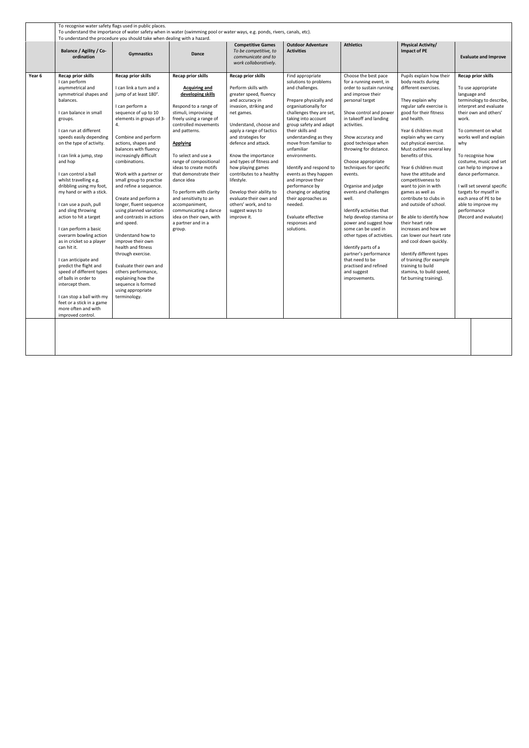To recognise water safety flags used in public places.
To understand the importance of water safety when in water (swimming pool or water ways, e.g. ponds, rivers, canals, etc).
To understand the procedure you should take when dealing with a hazard.

| | Balance / Agility / Co-ordination | Gymnastics | Dance | Competitive Games *To be competitive, to communicate and to work collaboratively.* | Outdoor Adventure Activities | Athletics | Physical Activity/ Impact of PE | Evaluate and Improve |
|---|---|---|---|---|---|---|---|---|
| **Year 6** | **Recap prior skills**<br>I can perform asymmetrical and symmetrical shapes and balances.<br><br>I can balance in small groups.<br><br>I can run at different speeds easily depending on the type of activity.<br><br>I can link a jump, step and hop<br><br>I can control a ball whilst travelling e.g. dribbling using my foot, my hand or with a stick.<br><br>I can use a push, pull and sling throwing action to hit a target<br><br>I can perform a basic overarm bowling action as in cricket so a player can hit it.<br><br>I can anticipate and predict the flight and speed of different types of balls in order to intercept them.<br><br>I can stop a ball with my feet or a stick in a game more often and with improved control. | **Recap prior skills**<br>I can link a turn and a jump of at least 180°.<br><br>I can perform a sequence of up to 10 elements in groups of 3-4.<br><br>Combine and perform actions, shapes and balances with fluency increasingly difficult combinations.<br><br>Work with a partner or small group to practise and refine a sequence.<br><br>Create and perform a longer, fluent sequence using planned variation and contrasts in actions and speed.<br><br>Understand how to improve their own health and fitness through exercise.<br><br>Evaluate their own and others performance, explaining how the sequence is formed using appropriate terminology. | **Recap prior skills**<br><br>**Acquiring and developing skills**<br><br>Respond to a range of stimuli, improvising freely using a range of controlled movements and patterns.<br><br>**Applying**<br><br>To select and use a range of compositional ideas to create motifs that demonstrate their dance idea<br><br>To perform with clarity and sensitivity to an accompaniment, communicating a dance idea on their own, with a partner and in a group. | **Recap prior skills**<br><br>Perform skills with greater speed, fluency and accuracy in invasion, striking and net games.<br><br>Understand, choose and apply a range of tactics and strategies for defence and attack.<br><br>Know the importance and types of fitness and how playing games contributes to a healthy lifestyle.<br><br>Develop their ability to evaluate their own and others' work, and to suggest ways to improve it. | Find appropriate solutions to problems and challenges.<br><br>Prepare physically and organisationally for challenges they are set, taking into account group safety and adapt their skills and understanding as they move from familiar to unfamiliar environments.<br><br>Identify and respond to events as they happen and improve their performance by changing or adapting their approaches as needed.<br><br>Evaluate effective responses and solutions. | Choose the best pace for a running event, in order to sustain running and improve their personal target<br><br>Show control and power in takeoff and landing activities.<br><br>Show accuracy and good technique when throwing for distance.<br><br>Choose appropriate techniques for specific events.<br><br>Organise and judge events and challenges well.<br><br>Identify activities that help develop stamina or power and suggest how some can be used in other types of activities.<br><br>Identify parts of a partner's performance that need to be practised and refined and suggest improvements. | Pupils explain how their body reacts during different exercises.<br><br>They explain why regular safe exercise is good for their fitness and health.<br><br>Year 6 children must explain why we carry out physical exercise. Must outline several key benefits of this.<br><br>Year 6 children must have the attitude and competitiveness to want to join in with games as well as contribute to clubs in and outside of school.<br><br>Be able to identify how their heart rate increases and how we can lower our heart rate and cool down quickly.<br><br>Identify different types of training (for example training to build stamina, to build speed, fat burning training). | **Recap prior skills**<br><br>To use appropriate language and terminology to describe, interpret and evaluate their own and others' work.<br><br>To comment on what works well and explain why<br><br>To recognise how costume, music and set can help to improve a dance performance.<br><br>I will set several specific targets for myself in each area of PE to be able to improve my performance (Record and evaluate) |